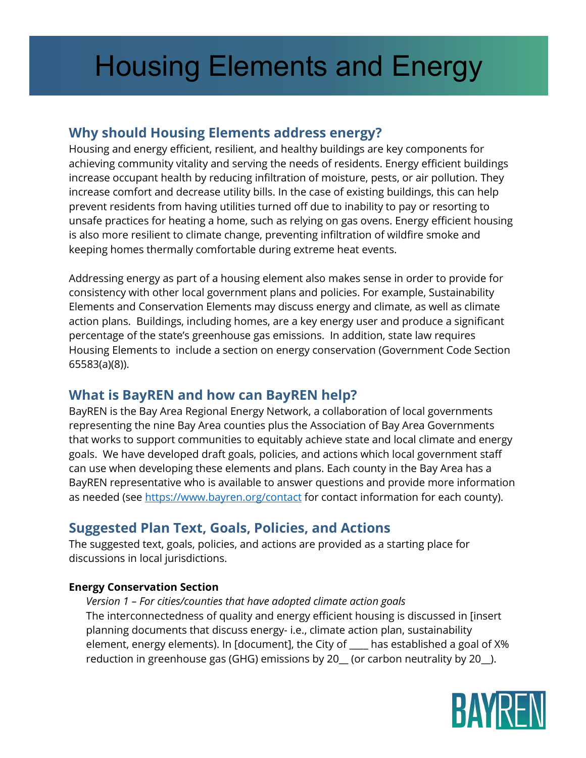# Housing Elements and Energy

## Why should Housing Elements address energy?

Housing and energy efficient, resilient, and healthy buildings are key components for achieving community vitality and serving the needs of residents. Energy efficient buildings increase occupant health by reducing infiltration of moisture, pests, or air pollution. They increase comfort and decrease utility bills. In the case of existing buildings, this can help prevent residents from having utilities turned off due to inability to pay or resorting to unsafe practices for heating a home, such as relying on gas ovens. Energy efficient housing is also more resilient to climate change, preventing infiltration of wildfire smoke and keeping homes thermally comfortable during extreme heat events.

Addressing energy as part of a housing element also makes sense in order to provide for consistency with other local government plans and policies. For example, Sustainability Elements and Conservation Elements may discuss energy and climate, as well as climate action plans. Buildings, including homes, are a key energy user and produce a significant percentage of the state's greenhouse gas emissions. In addition, state law requires Housing Elements to include a section on energy conservation (Government Code Section 65583(a)(8)).

## What is BayREN and how can BayREN help?

BayREN is the Bay Area Regional Energy Network, a collaboration of local governments representing the nine Bay Area counties plus the Association of Bay Area Governments that works to support communities to equitably achieve state and local climate and energy goals. We have developed draft goals, policies, and actions which local government staff can use when developing these elements and plans. Each county in the Bay Area has a BayREN representative who is available to answer questions and provide more information as needed (see [https://www.bayren.org/contact](https://www.bayren.org/contact) for contact information for each county).

## Suggested Plan Text, Goals, Policies, and Actions

The suggested text, goals, policies, and actions are provided as a starting place for discussions in local jurisdictions.

**Energy Conservation Section**

*Version 1 – For cities/counties that have adopted climate action goals*

The interconnectedness of quality and energy efficient housing is discussed in [insert planning documents that discuss energy- i.e., climate action plan, sustainability element, energy elements). In [document], the City of ____ has established a goal of X% reduction in greenhouse gas (GHG) emissions by 20__ (or carbon neutrality by 20__).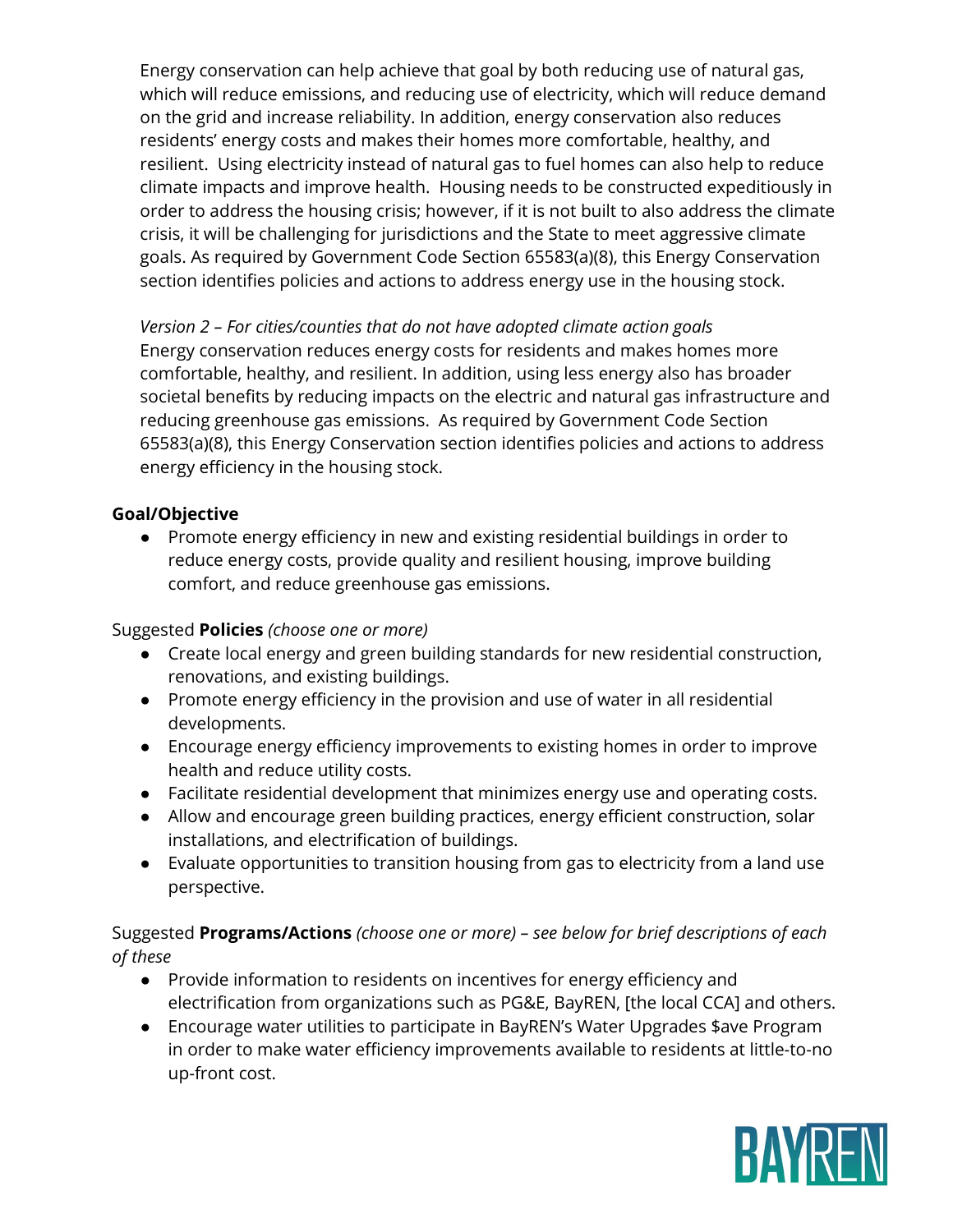Energy conservation can help achieve that goal by both reducing use of natural gas, which will reduce emissions, and reducing use of electricity, which will reduce demand on the grid and increase reliability. In addition, energy conservation also reduces residents' energy costs and makes their homes more comfortable, healthy, and resilient. Using electricity instead of natural gas to fuel homes can also help to reduce climate impacts and improve health. Housing needs to be constructed expeditiously in order to address the housing crisis; however, if it is not built to also address the climate crisis, it will be challenging for jurisdictions and the State to meet aggressive climate goals. As required by Government Code Section 65583(a)(8), this Energy Conservation section identifies policies and actions to address energy use in the housing stock.

*Version 2 – For cities/counties that do not have adopted climate action goals*
Energy conservation reduces energy costs for residents and makes homes more comfortable, healthy, and resilient. In addition, using less energy also has broader societal benefits by reducing impacts on the electric and natural gas infrastructure and reducing greenhouse gas emissions. As required by Government Code Section 65583(a)(8), this Energy Conservation section identifies policies and actions to address energy efficiency in the housing stock.

**Goal/Objective**

- Promote energy efficiency in new and existing residential buildings in order to reduce energy costs, provide quality and resilient housing, improve building comfort, and reduce greenhouse gas emissions.

Suggested **Policies** *(choose one or more)*

- Create local energy and green building standards for new residential construction, renovations, and existing buildings.
- Promote energy efficiency in the provision and use of water in all residential developments.
- Encourage energy efficiency improvements to existing homes in order to improve health and reduce utility costs.
- Facilitate residential development that minimizes energy use and operating costs.
- Allow and encourage green building practices, energy efficient construction, solar installations, and electrification of buildings.
- Evaluate opportunities to transition housing from gas to electricity from a land use perspective.

Suggested **Programs/Actions** *(choose one or more) – see below for brief descriptions of each of these*

- Provide information to residents on incentives for energy efficiency and electrification from organizations such as PG&E, BayREN, [the local CCA] and others.
- Encourage water utilities to participate in BayREN's Water Upgrades $ave Program in order to make water efficiency improvements available to residents at little-to-no up-front cost.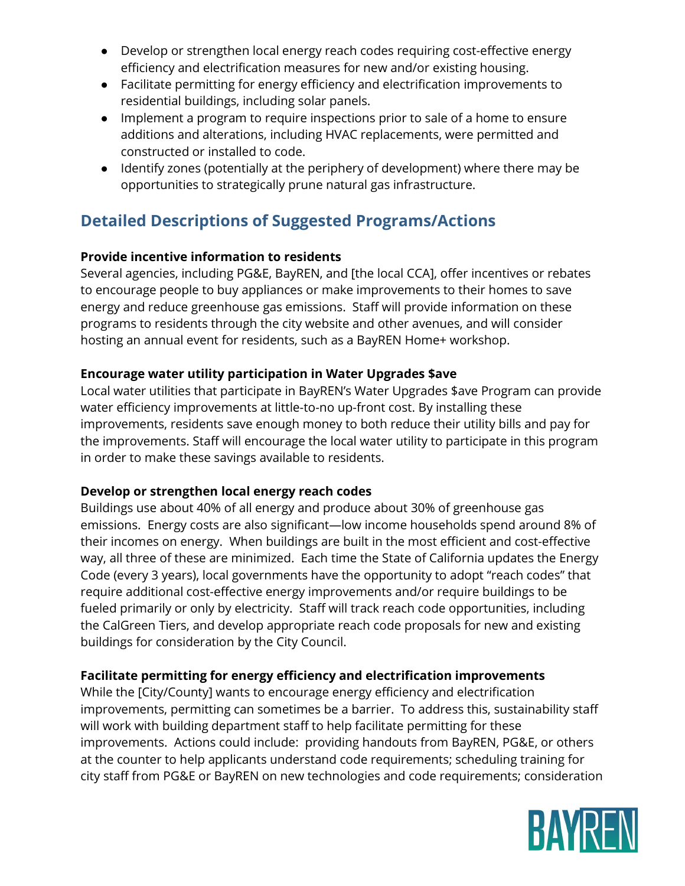- Develop or strengthen local energy reach codes requiring cost-effective energy efficiency and electrification measures for new and/or existing housing.
- Facilitate permitting for energy efficiency and electrification improvements to residential buildings, including solar panels.
- Implement a program to require inspections prior to sale of a home to ensure additions and alterations, including HVAC replacements, were permitted and constructed or installed to code.
- Identify zones (potentially at the periphery of development) where there may be opportunities to strategically prune natural gas infrastructure.

## Detailed Descriptions of Suggested Programs/Actions

**Provide incentive information to residents**

Several agencies, including PG&E, BayREN, and [the local CCA], offer incentives or rebates to encourage people to buy appliances or make improvements to their homes to save energy and reduce greenhouse gas emissions. Staff will provide information on these programs to residents through the city website and other avenues, and will consider hosting an annual event for residents, such as a BayREN Home+ workshop.

**Encourage water utility participation in Water Upgrades $ave**

Local water utilities that participate in BayREN's Water Upgrades $ave Program can provide water efficiency improvements at little-to-no up-front cost. By installing these improvements, residents save enough money to both reduce their utility bills and pay for the improvements. Staff will encourage the local water utility to participate in this program in order to make these savings available to residents.

**Develop or strengthen local energy reach codes**

Buildings use about 40% of all energy and produce about 30% of greenhouse gas emissions. Energy costs are also significant—low income households spend around 8% of their incomes on energy. When buildings are built in the most efficient and cost-effective way, all three of these are minimized. Each time the State of California updates the Energy Code (every 3 years), local governments have the opportunity to adopt "reach codes" that require additional cost-effective energy improvements and/or require buildings to be fueled primarily or only by electricity. Staff will track reach code opportunities, including the CalGreen Tiers, and develop appropriate reach code proposals for new and existing buildings for consideration by the City Council.

**Facilitate permitting for energy efficiency and electrification improvements**

While the [City/County] wants to encourage energy efficiency and electrification improvements, permitting can sometimes be a barrier. To address this, sustainability staff will work with building department staff to help facilitate permitting for these improvements. Actions could include: providing handouts from BayREN, PG&E, or others at the counter to help applicants understand code requirements; scheduling training for city staff from PG&E or BayREN on new technologies and code requirements; consideration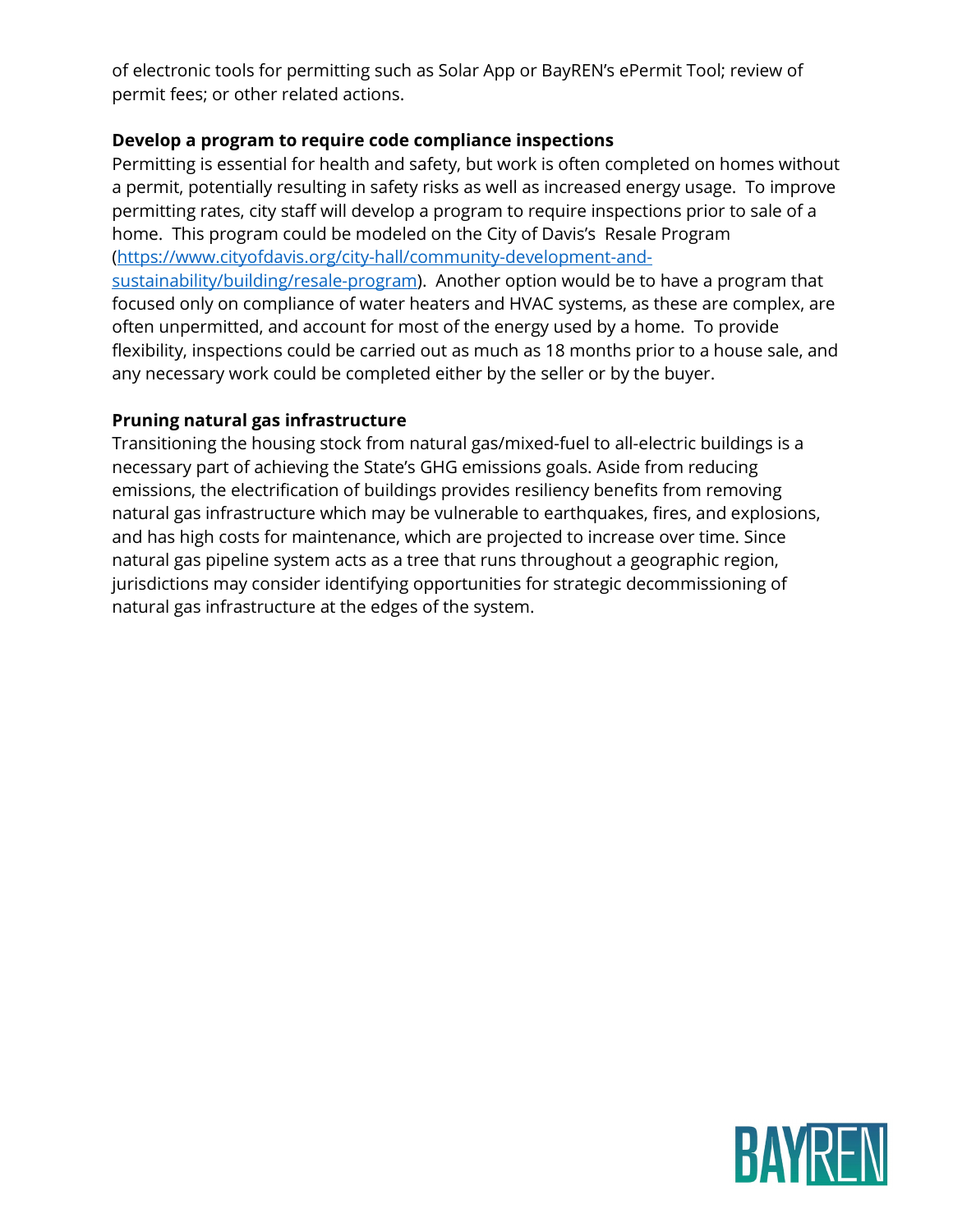of electronic tools for permitting such as Solar App or BayREN's ePermit Tool; review of permit fees; or other related actions.

**Develop a program to require code compliance inspections**

Permitting is essential for health and safety, but work is often completed on homes without a permit, potentially resulting in safety risks as well as increased energy usage. To improve permitting rates, city staff will develop a program to require inspections prior to sale of a home. This program could be modeled on the City of Davis's Resale Program ([https://www.cityofdavis.org/city-hall/community-development-and-sustainability/building/resale-program](https://www.cityofdavis.org/city-hall/community-development-and-sustainability/building/resale-program)). Another option would be to have a program that focused only on compliance of water heaters and HVAC systems, as these are complex, are often unpermitted, and account for most of the energy used by a home. To provide flexibility, inspections could be carried out as much as 18 months prior to a house sale, and any necessary work could be completed either by the seller or by the buyer.

**Pruning natural gas infrastructure**

Transitioning the housing stock from natural gas/mixed-fuel to all-electric buildings is a necessary part of achieving the State's GHG emissions goals. Aside from reducing emissions, the electrification of buildings provides resiliency benefits from removing natural gas infrastructure which may be vulnerable to earthquakes, fires, and explosions, and has high costs for maintenance, which are projected to increase over time. Since natural gas pipeline system acts as a tree that runs throughout a geographic region, jurisdictions may consider identifying opportunities for strategic decommissioning of natural gas infrastructure at the edges of the system.